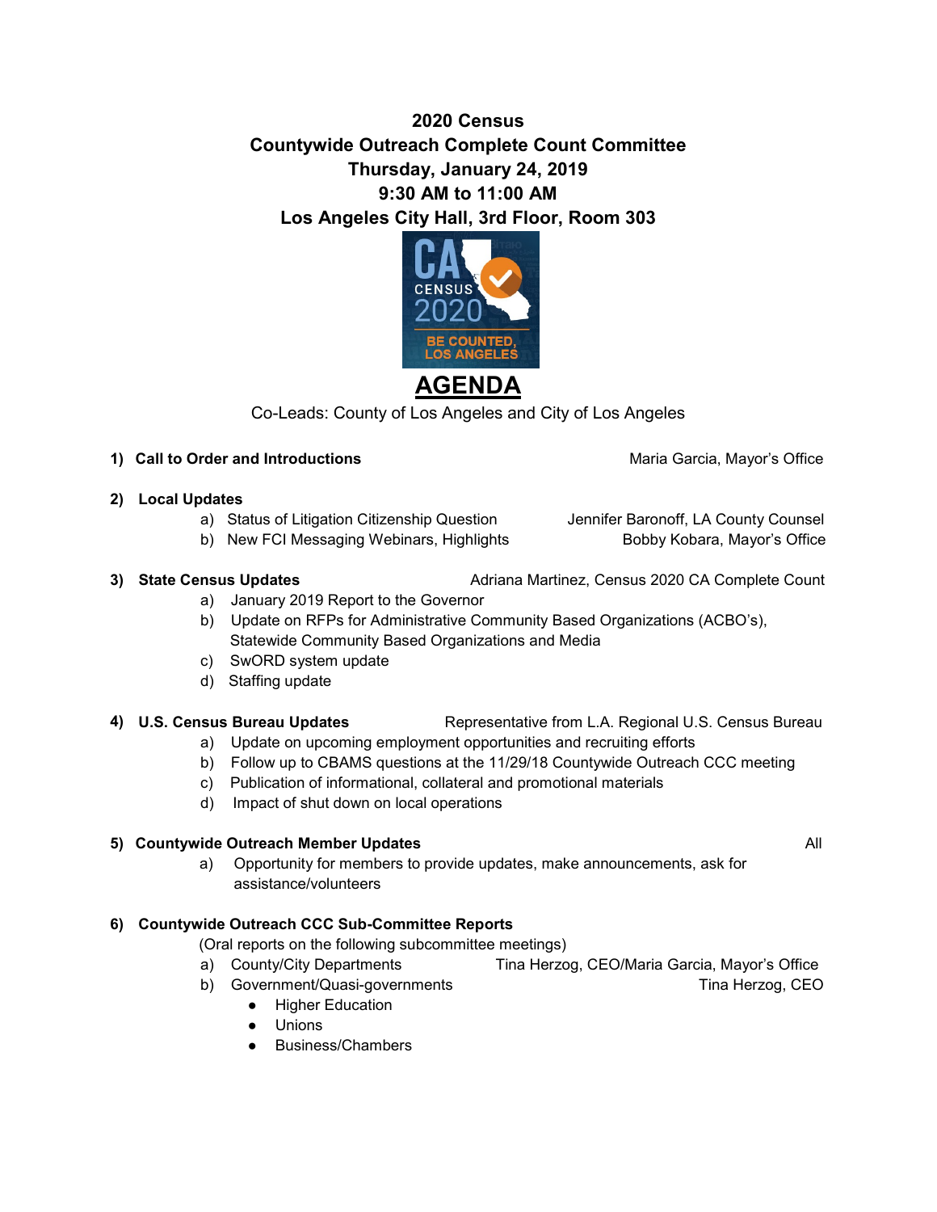**2020 Census**
**Countywide Outreach Complete Count Committee**
**Thursday, January 24, 2019**
**9:30 AM to 11:00 AM**
**Los Angeles City Hall, 3rd Floor, Room 303**

# AGENDA

Co-Leads: County of Los Angeles and City of Los Angeles

**1) Call to Order and Introductions** — Maria Garcia, Mayor's Office

**2) Local Updates**
- a) Status of Litigation Citizenship Question — Jennifer Baronoff, LA County Counsel
- b) New FCI Messaging Webinars, Highlights — Bobby Kobara, Mayor's Office

**3) State Census Updates** — Adriana Martinez, Census 2020 CA Complete Count
- a) January 2019 Report to the Governor
- b) Update on RFPs for Administrative Community Based Organizations (ACBO's), Statewide Community Based Organizations and Media
- c) SwORD system update
- d) Staffing update

**4) U.S. Census Bureau Updates** — Representative from L.A. Regional U.S. Census Bureau
- a) Update on upcoming employment opportunities and recruiting efforts
- b) Follow up to CBAMS questions at the 11/29/18 Countywide Outreach CCC meeting
- c) Publication of informational, collateral and promotional materials
- d) Impact of shut down on local operations

**5) Countywide Outreach Member Updates** — All
- a) Opportunity for members to provide updates, make announcements, ask for assistance/volunteers

**6) Countywide Outreach CCC Sub-Committee Reports**

(Oral reports on the following subcommittee meetings)
- a) County/City Departments — Tina Herzog, CEO/Maria Garcia, Mayor's Office
- b) Government/Quasi-governments — Tina Herzog, CEO
  - Higher Education
  - Unions
  - Business/Chambers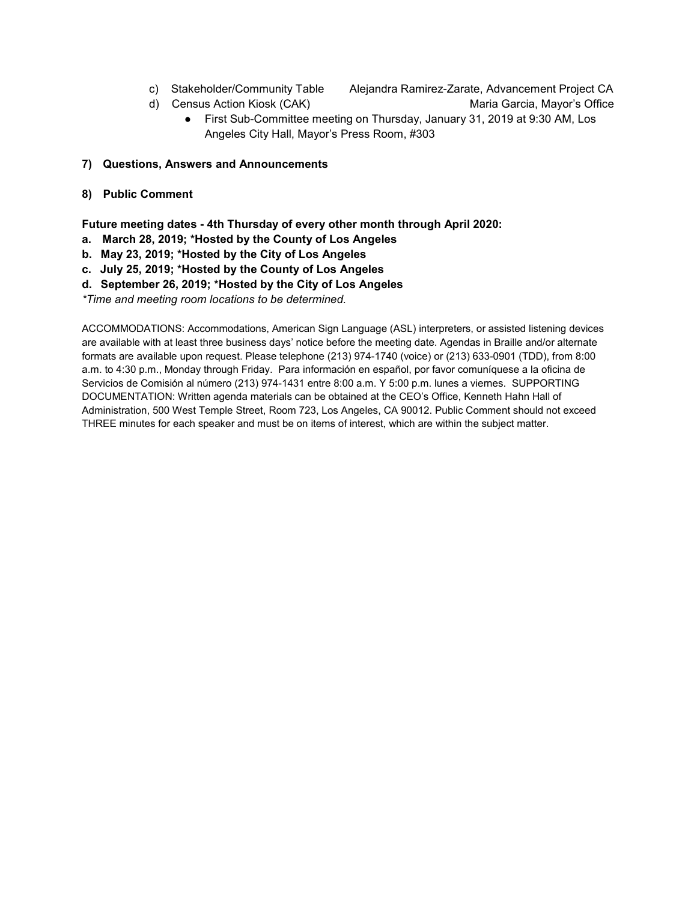c) Stakeholder/Community Table  Alejandra Ramirez-Zarate, Advancement Project CA

d) Census Action Kiosk (CAK)  Maria Garcia, Mayor's Office

- First Sub-Committee meeting on Thursday, January 31, 2019 at 9:30 AM, Los Angeles City Hall, Mayor's Press Room, #303

**7) Questions, Answers and Announcements**

**8) Public Comment**

**Future meeting dates - 4th Thursday of every other month through April 2020:**

**a. March 28, 2019; *Hosted by the County of Los Angeles**

**b. May 23, 2019; *Hosted by the City of Los Angeles**

**c. July 25, 2019; *Hosted by the County of Los Angeles**

**d. September 26, 2019; *Hosted by the City of Los Angeles**

*\*Time and meeting room locations to be determined.*

ACCOMMODATIONS: Accommodations, American Sign Language (ASL) interpreters, or assisted listening devices are available with at least three business days' notice before the meeting date. Agendas in Braille and/or alternate formats are available upon request. Please telephone (213) 974-1740 (voice) or (213) 633-0901 (TDD), from 8:00 a.m. to 4:30 p.m., Monday through Friday. Para información en español, por favor comuníquese a la oficina de Servicios de Comisión al número (213) 974-1431 entre 8:00 a.m. Y 5:00 p.m. lunes a viernes. SUPPORTING DOCUMENTATION: Written agenda materials can be obtained at the CEO's Office, Kenneth Hahn Hall of Administration, 500 West Temple Street, Room 723, Los Angeles, CA 90012. Public Comment should not exceed THREE minutes for each speaker and must be on items of interest, which are within the subject matter.